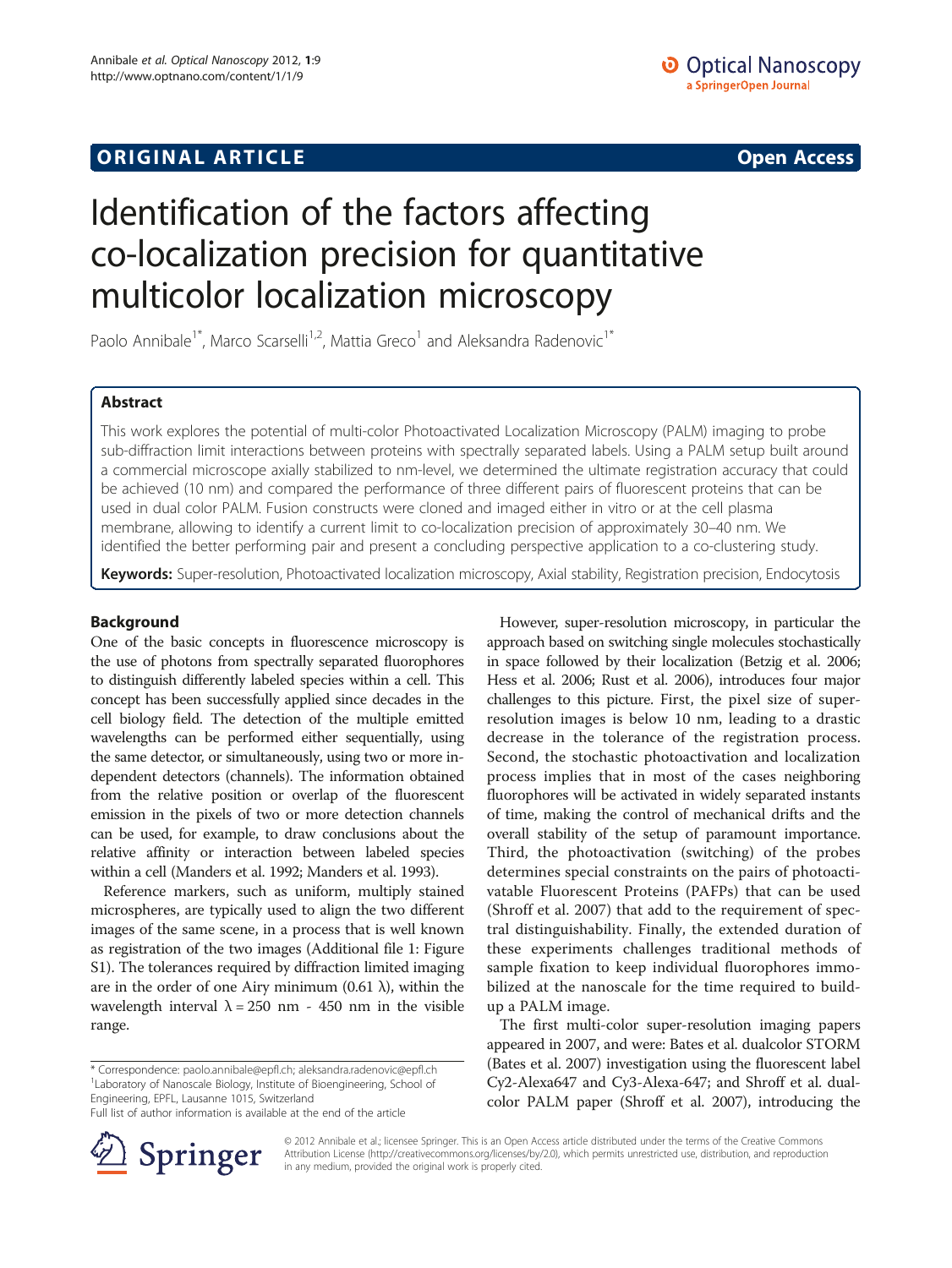# ORIGINAL ARTICLE

**Open Access**

# Identification of the factors affecting co-localization precision for quantitative multicolor localization microscopy

Paolo Annibale[1*], Marco Scarselli[1,2], Mattia Greco[1] and Aleksandra Radenovic[1*]

## Abstract

This work explores the potential of multi-color Photoactivated Localization Microscopy (PALM) imaging to probe sub-diffraction limit interactions between proteins with spectrally separated labels. Using a PALM setup built around a commercial microscope axially stabilized to nm-level, we determined the ultimate registration accuracy that could be achieved (10 nm) and compared the performance of three different pairs of fluorescent proteins that can be used in dual color PALM. Fusion constructs were cloned and imaged either in vitro or at the cell plasma membrane, allowing to identify a current limit to co-localization precision of approximately 30–40 nm. We identified the better performing pair and present a concluding perspective application to a co-clustering study.

**Keywords:** Super-resolution, Photoactivated localization microscopy, Axial stability, Registration precision, Endocytosis

## Background

One of the basic concepts in fluorescence microscopy is the use of photons from spectrally separated fluorophores to distinguish differently labeled species within a cell. This concept has been successfully applied since decades in the cell biology field. The detection of the multiple emitted wavelengths can be performed either sequentially, using the same detector, or simultaneously, using two or more independent detectors (channels). The information obtained from the relative position or overlap of the fluorescent emission in the pixels of two or more detection channels can be used, for example, to draw conclusions about the relative affinity or interaction between labeled species within a cell (Manders et al. 1992; Manders et al. 1993).

Reference markers, such as uniform, multiply stained microspheres, are typically used to align the two different images of the same scene, in a process that is well known as registration of the two images (Additional file 1: Figure S1). The tolerances required by diffraction limited imaging are in the order of one Airy minimum (0.61 λ), within the wavelength interval λ = 250 nm - 450 nm in the visible range.

However, super-resolution microscopy, in particular the approach based on switching single molecules stochastically in space followed by their localization (Betzig et al. 2006; Hess et al. 2006; Rust et al. 2006), introduces four major challenges to this picture. First, the pixel size of super-resolution images is below 10 nm, leading to a drastic decrease in the tolerance of the registration process. Second, the stochastic photoactivation and localization process implies that in most of the cases neighboring fluorophores will be activated in widely separated instants of time, making the control of mechanical drifts and the overall stability of the setup of paramount importance. Third, the photoactivation (switching) of the probes determines special constraints on the pairs of photoactivatable Fluorescent Proteins (PAFPs) that can be used (Shroff et al. 2007) that add to the requirement of spectral distinguishability. Finally, the extended duration of these experiments challenges traditional methods of sample fixation to keep individual fluorophores immobilized at the nanoscale for the time required to build-up a PALM image.

The first multi-color super-resolution imaging papers appeared in 2007, and were: Bates et al. dualcolor STORM (Bates et al. 2007) investigation using the fluorescent label Cy2-Alexa647 and Cy3-Alexa-647; and Shroff et al. dual-color PALM paper (Shroff et al. 2007), introducing the

\* Correspondence: paolo.annibale@epfl.ch; aleksandra.radenovic@epfl.ch
[1]Laboratory of Nanoscale Biology, Institute of Bioengineering, School of Engineering, EPFL, Lausanne 1015, Switzerland
Full list of author information is available at the end of the article

© 2012 Annibale et al.; licensee Springer. This is an Open Access article distributed under the terms of the Creative Commons Attribution License (http://creativecommons.org/licenses/by/2.0), which permits unrestricted use, distribution, and reproduction in any medium, provided the original work is properly cited.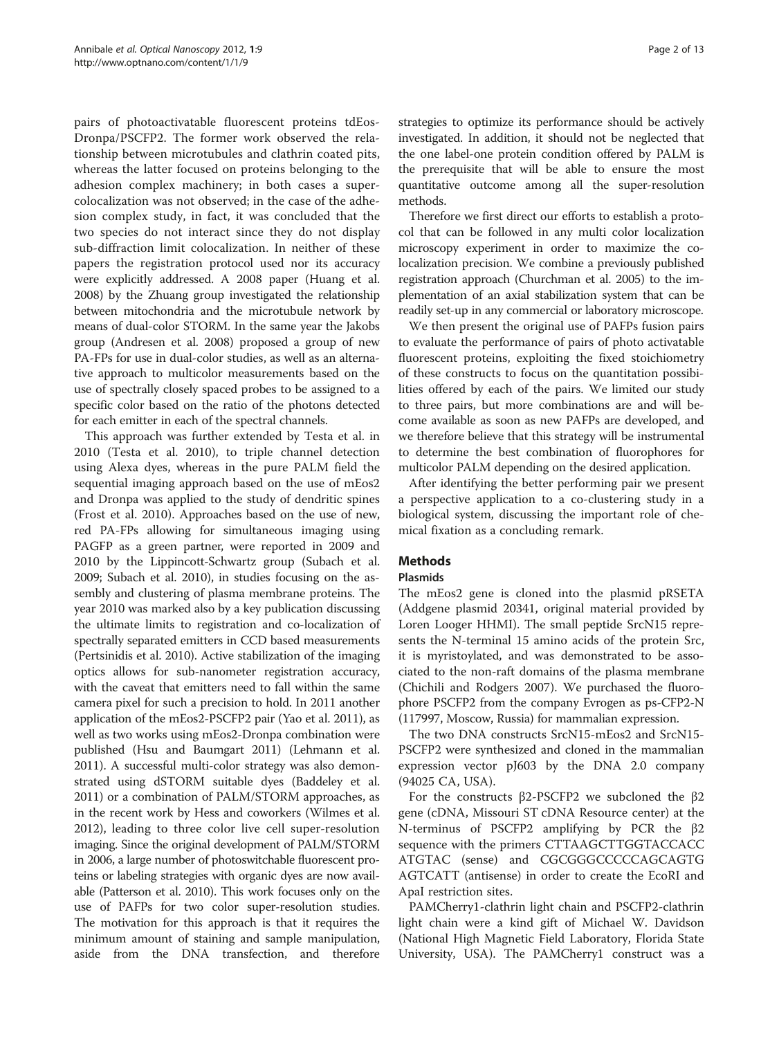pairs of photoactivatable fluorescent proteins tdEos-Dronpa/PSCFP2. The former work observed the relationship between microtubules and clathrin coated pits, whereas the latter focused on proteins belonging to the adhesion complex machinery; in both cases a super-colocalization was not observed; in the case of the adhesion complex study, in fact, it was concluded that the two species do not interact since they do not display sub-diffraction limit colocalization. In neither of these papers the registration protocol used nor its accuracy were explicitly addressed. A 2008 paper (Huang et al. 2008) by the Zhuang group investigated the relationship between mitochondria and the microtubule network by means of dual-color STORM. In the same year the Jakobs group (Andresen et al. 2008) proposed a group of new PA-FPs for use in dual-color studies, as well as an alternative approach to multicolor measurements based on the use of spectrally closely spaced probes to be assigned to a specific color based on the ratio of the photons detected for each emitter in each of the spectral channels.

This approach was further extended by Testa et al. in 2010 (Testa et al. 2010), to triple channel detection using Alexa dyes, whereas in the pure PALM field the sequential imaging approach based on the use of mEos2 and Dronpa was applied to the study of dendritic spines (Frost et al. 2010). Approaches based on the use of new, red PA-FPs allowing for simultaneous imaging using PAGFP as a green partner, were reported in 2009 and 2010 by the Lippincott-Schwartz group (Subach et al. 2009; Subach et al. 2010), in studies focusing on the assembly and clustering of plasma membrane proteins. The year 2010 was marked also by a key publication discussing the ultimate limits to registration and co-localization of spectrally separated emitters in CCD based measurements (Pertsinidis et al. 2010). Active stabilization of the imaging optics allows for sub-nanometer registration accuracy, with the caveat that emitters need to fall within the same camera pixel for such a precision to hold. In 2011 another application of the mEos2-PSCFP2 pair (Yao et al. 2011), as well as two works using mEos2-Dronpa combination were published (Hsu and Baumgart 2011) (Lehmann et al. 2011). A successful multi-color strategy was also demonstrated using dSTORM suitable dyes (Baddeley et al. 2011) or a combination of PALM/STORM approaches, as in the recent work by Hess and coworkers (Wilmes et al. 2012), leading to three color live cell super-resolution imaging. Since the original development of PALM/STORM in 2006, a large number of photoswitchable fluorescent proteins or labeling strategies with organic dyes are now available (Patterson et al. 2010). This work focuses only on the use of PAFPs for two color super-resolution studies. The motivation for this approach is that it requires the minimum amount of staining and sample manipulation, aside from the DNA transfection, and therefore strategies to optimize its performance should be actively investigated. In addition, it should not be neglected that the one label-one protein condition offered by PALM is the prerequisite that will be able to ensure the most quantitative outcome among all the super-resolution methods.

Therefore we first direct our efforts to establish a protocol that can be followed in any multi color localization microscopy experiment in order to maximize the co-localization precision. We combine a previously published registration approach (Churchman et al. 2005) to the implementation of an axial stabilization system that can be readily set-up in any commercial or laboratory microscope.

We then present the original use of PAFPs fusion pairs to evaluate the performance of pairs of photo activatable fluorescent proteins, exploiting the fixed stoichiometry of these constructs to focus on the quantitation possibilities offered by each of the pairs. We limited our study to three pairs, but more combinations are and will become available as soon as new PAFPs are developed, and we therefore believe that this strategy will be instrumental to determine the best combination of fluorophores for multicolor PALM depending on the desired application.

After identifying the better performing pair we present a perspective application to a co-clustering study in a biological system, discussing the important role of chemical fixation as a concluding remark.

## Methods

### Plasmids

The mEos2 gene is cloned into the plasmid pRSETA (Addgene plasmid 20341, original material provided by Loren Looger HHMI). The small peptide SrcN15 represents the N-terminal 15 amino acids of the protein Src, it is myristoylated, and was demonstrated to be associated to the non-raft domains of the plasma membrane (Chichili and Rodgers 2007). We purchased the fluorophore PSCFP2 from the company Evrogen as ps-CFP2-N (117997, Moscow, Russia) for mammalian expression.

The two DNA constructs SrcN15-mEos2 and SrcN15-PSCFP2 were synthesized and cloned in the mammalian expression vector pJ603 by the DNA 2.0 company (94025 CA, USA).

For the constructs β2-PSCFP2 we subcloned the β2 gene (cDNA, Missouri ST cDNA Resource center) at the N-terminus of PSCFP2 amplifying by PCR the β2 sequence with the primers CTTAAGCTTGGTACCACC ATGTAC (sense) and CGCGGGCCCCCAGCAGTG AGTCATT (antisense) in order to create the EcoRI and ApaI restriction sites.

PAMCherry1-clathrin light chain and PSCFP2-clathrin light chain were a kind gift of Michael W. Davidson (National High Magnetic Field Laboratory, Florida State University, USA). The PAMCherry1 construct was a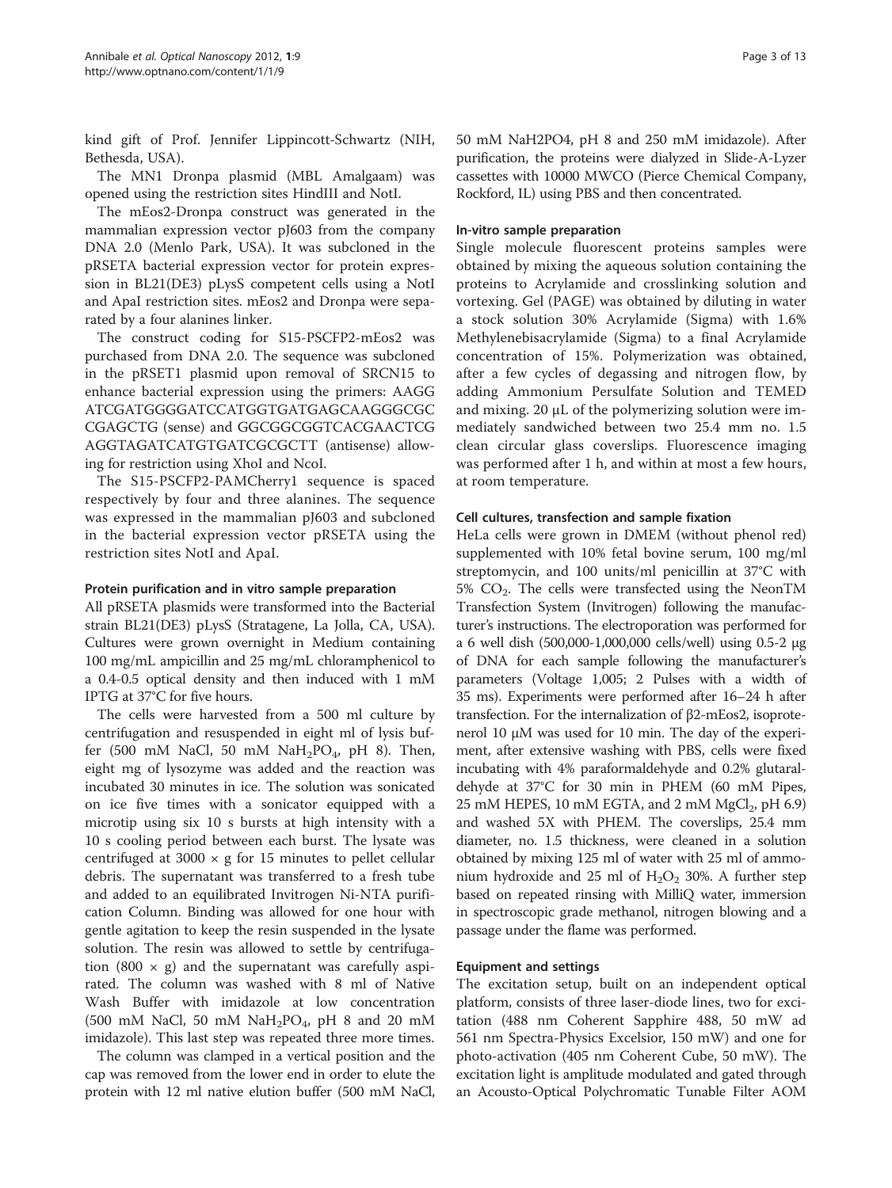kind gift of Prof. Jennifer Lippincott-Schwartz (NIH, Bethesda, USA).

The MN1 Dronpa plasmid (MBL Amalgaam) was opened using the restriction sites HindIII and NotI.

The mEos2-Dronpa construct was generated in the mammalian expression vector pJ603 from the company DNA 2.0 (Menlo Park, USA). It was subcloned in the pRSETA bacterial expression vector for protein expression in BL21(DE3) pLysS competent cells using a NotI and ApaI restriction sites. mEos2 and Dronpa were separated by a four alanines linker.

The construct coding for S15-PSCFP2-mEos2 was purchased from DNA 2.0. The sequence was subcloned in the pRSET1 plasmid upon removal of SRCN15 to enhance bacterial expression using the primers: AAGG ATCGATGGGGATCCATGGTGATGAGCAAGGGCGC CGAGCTG (sense) and GGCGGCGGTCACGAACTCG AGGTAGATCATGTGATCGCGCTT (antisense) allowing for restriction using XhoI and NcoI.

The S15-PSCFP2-PAMCherry1 sequence is spaced respectively by four and three alanines. The sequence was expressed in the mammalian pJ603 and subcloned in the bacterial expression vector pRSETA using the restriction sites NotI and ApaI.

#### Protein purification and in vitro sample preparation

All pRSETA plasmids were transformed into the Bacterial strain BL21(DE3) pLysS (Stratagene, La Jolla, CA, USA). Cultures were grown overnight in Medium containing 100 mg/mL ampicillin and 25 mg/mL chloramphenicol to a 0.4-0.5 optical density and then induced with 1 mM IPTG at 37°C for five hours.

The cells were harvested from a 500 ml culture by centrifugation and resuspended in eight ml of lysis buffer (500 mM NaCl, 50 mM $NaH_2PO_4$, pH 8). Then, eight mg of lysozyme was added and the reaction was incubated 30 minutes in ice. The solution was sonicated on ice five times with a sonicator equipped with a microtip using six 10 s bursts at high intensity with a 10 s cooling period between each burst. The lysate was centrifuged at 3000 × g for 15 minutes to pellet cellular debris. The supernatant was transferred to a fresh tube and added to an equilibrated Invitrogen Ni-NTA purification Column. Binding was allowed for one hour with gentle agitation to keep the resin suspended in the lysate solution. The resin was allowed to settle by centrifugation (800 × g) and the supernatant was carefully aspirated. The column was washed with 8 ml of Native Wash Buffer with imidazole at low concentration (500 mM NaCl, 50 mM $NaH_2PO_4$, pH 8 and 20 mM imidazole). This last step was repeated three more times.

The column was clamped in a vertical position and the cap was removed from the lower end in order to elute the protein with 12 ml native elution buffer (500 mM NaCl, 50 mM NaH2PO4, pH 8 and 250 mM imidazole). After purification, the proteins were dialyzed in Slide-A-Lyzer cassettes with 10000 MWCO (Pierce Chemical Company, Rockford, IL) using PBS and then concentrated.

#### In-vitro sample preparation

Single molecule fluorescent proteins samples were obtained by mixing the aqueous solution containing the proteins to Acrylamide and crosslinking solution and vortexing. Gel (PAGE) was obtained by diluting in water a stock solution 30% Acrylamide (Sigma) with 1.6% Methylenebisacrylamide (Sigma) to a final Acrylamide concentration of 15%. Polymerization was obtained, after a few cycles of degassing and nitrogen flow, by adding Ammonium Persulfate Solution and TEMED and mixing. 20 μL of the polymerizing solution were immediately sandwiched between two 25.4 mm no. 1.5 clean circular glass coverslips. Fluorescence imaging was performed after 1 h, and within at most a few hours, at room temperature.

#### Cell cultures, transfection and sample fixation

HeLa cells were grown in DMEM (without phenol red) supplemented with 10% fetal bovine serum, 100 mg/ml streptomycin, and 100 units/ml penicillin at 37°C with 5% $CO_2$. The cells were transfected using the NeonTM Transfection System (Invitrogen) following the manufacturer's instructions. The electroporation was performed for a 6 well dish (500,000-1,000,000 cells/well) using 0.5-2 μg of DNA for each sample following the manufacturer's parameters (Voltage 1,005; 2 Pulses with a width of 35 ms). Experiments were performed after 16–24 h after transfection. For the internalization of β2-mEos2, isoprotenerol 10 μM was used for 10 min. The day of the experiment, after extensive washing with PBS, cells were fixed incubating with 4% paraformaldehyde and 0.2% glutaraldehyde at 37°C for 30 min in PHEM (60 mM Pipes, 25 mM HEPES, 10 mM EGTA, and 2 mM $MgCl_2$, pH 6.9) and washed 5X with PHEM. The coverslips, 25.4 mm diameter, no. 1.5 thickness, were cleaned in a solution obtained by mixing 125 ml of water with 25 ml of ammonium hydroxide and 25 ml of $H_2O_2$ 30%. A further step based on repeated rinsing with MilliQ water, immersion in spectroscopic grade methanol, nitrogen blowing and a passage under the flame was performed.

#### Equipment and settings

The excitation setup, built on an independent optical platform, consists of three laser-diode lines, two for excitation (488 nm Coherent Sapphire 488, 50 mW ad 561 nm Spectra-Physics Excelsior, 150 mW) and one for photo-activation (405 nm Coherent Cube, 50 mW). The excitation light is amplitude modulated and gated through an Acousto-Optical Polychromatic Tunable Filter AOM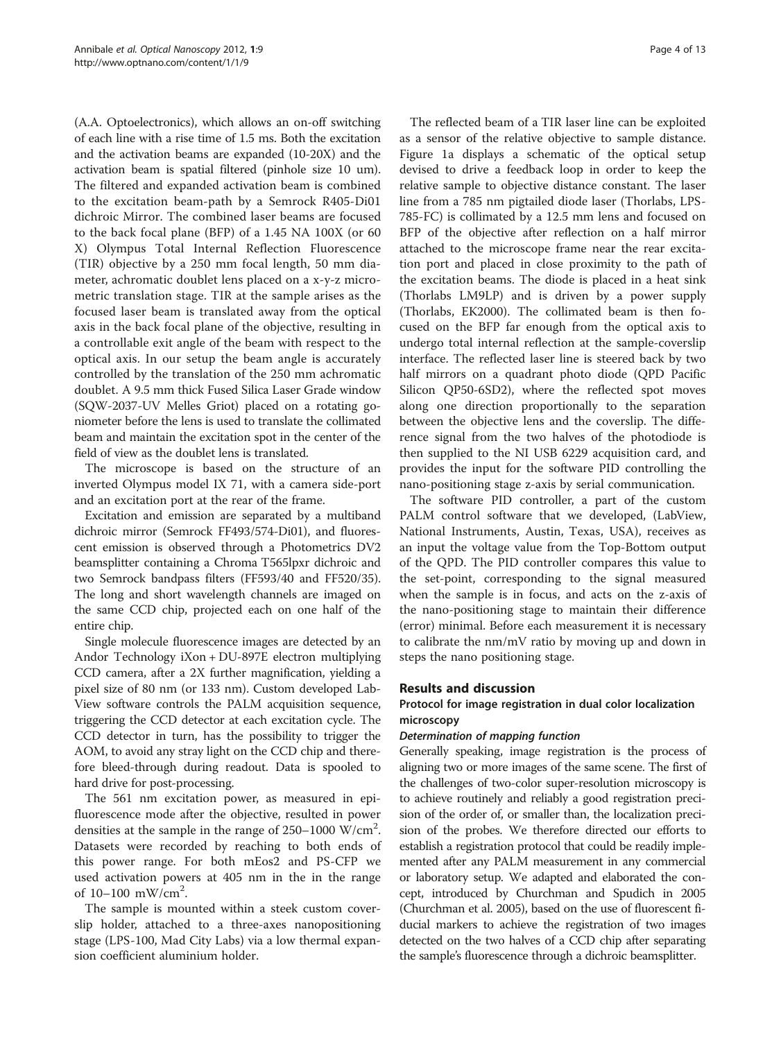(A.A. Optoelectronics), which allows an on-off switching of each line with a rise time of 1.5 ms. Both the excitation and the activation beams are expanded (10-20X) and the activation beam is spatial filtered (pinhole size 10 um). The filtered and expanded activation beam is combined to the excitation beam-path by a Semrock R405-Di01 dichroic Mirror. The combined laser beams are focused to the back focal plane (BFP) of a 1.45 NA 100X (or 60 X) Olympus Total Internal Reflection Fluorescence (TIR) objective by a 250 mm focal length, 50 mm diameter, achromatic doublet lens placed on a x-y-z micrometric translation stage. TIR at the sample arises as the focused laser beam is translated away from the optical axis in the back focal plane of the objective, resulting in a controllable exit angle of the beam with respect to the optical axis. In our setup the beam angle is accurately controlled by the translation of the 250 mm achromatic doublet. A 9.5 mm thick Fused Silica Laser Grade window (SQW-2037-UV Melles Griot) placed on a rotating goniometer before the lens is used to translate the collimated beam and maintain the excitation spot in the center of the field of view as the doublet lens is translated.

The microscope is based on the structure of an inverted Olympus model IX 71, with a camera side-port and an excitation port at the rear of the frame.

Excitation and emission are separated by a multiband dichroic mirror (Semrock FF493/574-Di01), and fluorescent emission is observed through a Photometrics DV2 beamsplitter containing a Chroma T565lpxr dichroic and two Semrock bandpass filters (FF593/40 and FF520/35). The long and short wavelength channels are imaged on the same CCD chip, projected each on one half of the entire chip.

Single molecule fluorescence images are detected by an Andor Technology iXon + DU-897E electron multiplying CCD camera, after a 2X further magnification, yielding a pixel size of 80 nm (or 133 nm). Custom developed LabView software controls the PALM acquisition sequence, triggering the CCD detector at each excitation cycle. The CCD detector in turn, has the possibility to trigger the AOM, to avoid any stray light on the CCD chip and therefore bleed-through during readout. Data is spooled to hard drive for post-processing.

The 561 nm excitation power, as measured in epifluorescence mode after the objective, resulted in power densities at the sample in the range of 250–1000 W/cm$^2$. Datasets were recorded by reaching to both ends of this power range. For both mEos2 and PS-CFP we used activation powers at 405 nm in the in the range of 10–100 mW/cm$^2$.

The sample is mounted within a steek custom coverslip holder, attached to a three-axes nanopositioning stage (LPS-100, Mad City Labs) via a low thermal expansion coefficient aluminium holder.

The reflected beam of a TIR laser line can be exploited as a sensor of the relative objective to sample distance. Figure 1a displays a schematic of the optical setup devised to drive a feedback loop in order to keep the relative sample to objective distance constant. The laser line from a 785 nm pigtailed diode laser (Thorlabs, LPS-785-FC) is collimated by a 12.5 mm lens and focused on BFP of the objective after reflection on a half mirror attached to the microscope frame near the rear excitation port and placed in close proximity to the path of the excitation beams. The diode is placed in a heat sink (Thorlabs LM9LP) and is driven by a power supply (Thorlabs, EK2000). The collimated beam is then focused on the BFP far enough from the optical axis to undergo total internal reflection at the sample-coverslip interface. The reflected laser line is steered back by two half mirrors on a quadrant photo diode (QPD Pacific Silicon QP50-6SD2), where the reflected spot moves along one direction proportionally to the separation between the objective lens and the coverslip. The difference signal from the two halves of the photodiode is then supplied to the NI USB 6229 acquisition card, and provides the input for the software PID controlling the nano-positioning stage z-axis by serial communication.

The software PID controller, a part of the custom PALM control software that we developed, (LabView, National Instruments, Austin, Texas, USA), receives as an input the voltage value from the Top-Bottom output of the QPD. The PID controller compares this value to the set-point, corresponding to the signal measured when the sample is in focus, and acts on the z-axis of the nano-positioning stage to maintain their difference (error) minimal. Before each measurement it is necessary to calibrate the nm/mV ratio by moving up and down in steps the nano positioning stage.

## Results and discussion

### Protocol for image registration in dual color localization microscopy

#### *Determination of mapping function*

Generally speaking, image registration is the process of aligning two or more images of the same scene. The first of the challenges of two-color super-resolution microscopy is to achieve routinely and reliably a good registration precision of the order of, or smaller than, the localization precision of the probes. We therefore directed our efforts to establish a registration protocol that could be readily implemented after any PALM measurement in any commercial or laboratory setup. We adapted and elaborated the concept, introduced by Churchman and Spudich in 2005 (Churchman et al. 2005), based on the use of fluorescent fiducial markers to achieve the registration of two images detected on the two halves of a CCD chip after separating the sample's fluorescence through a dichroic beamsplitter.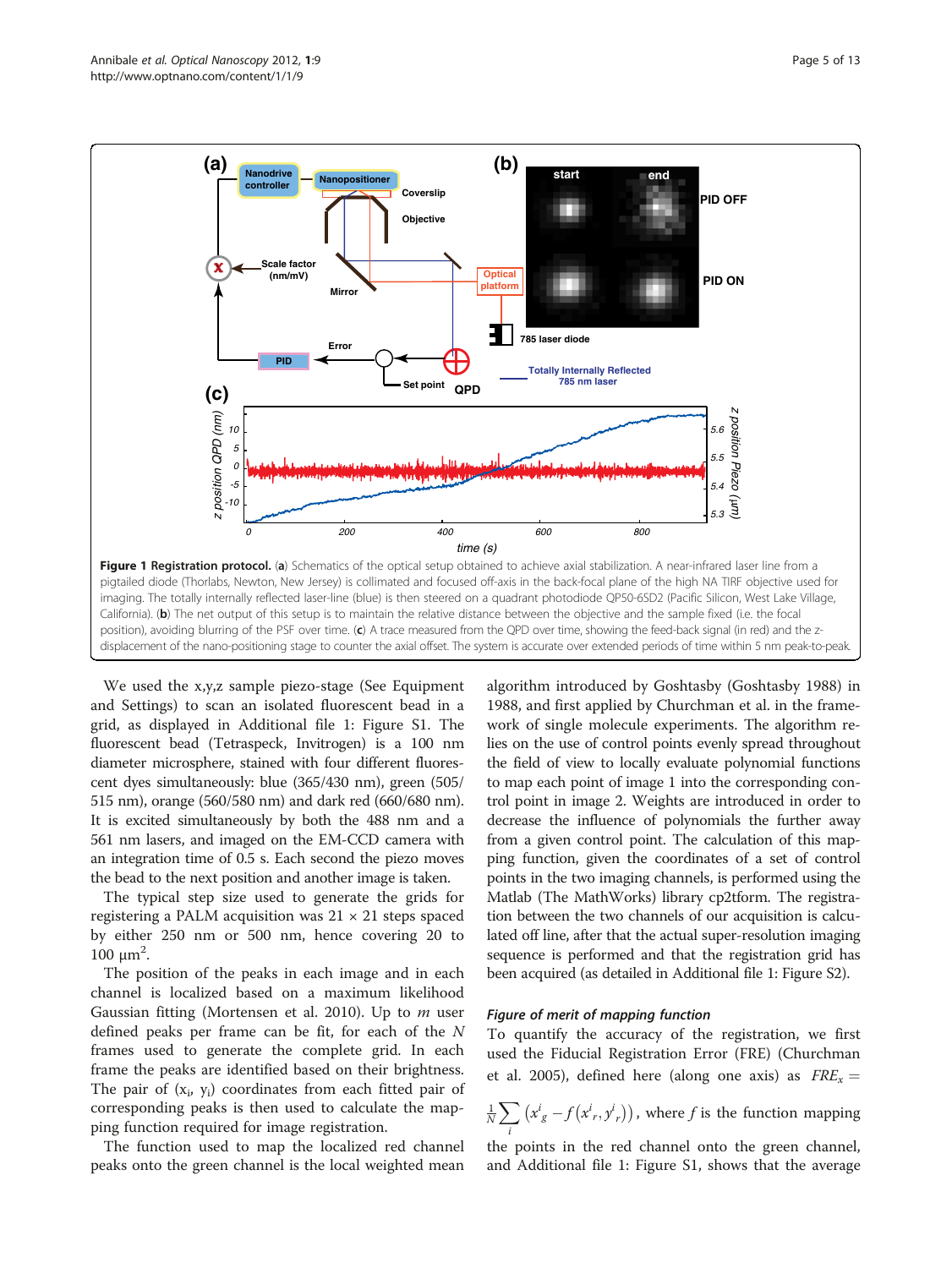**Figure 1 Registration protocol.** (**a**) Schematics of the optical setup obtained to achieve axial stabilization. A near-infrared laser line from a pigtailed diode (Thorlabs, Newton, New Jersey) is collimated and focused off-axis in the back-focal plane of the high NA TIRF objective used for imaging. The totally internally reflected laser-line (blue) is then steered on a quadrant photodiode QP50-6SD2 (Pacific Silicon, West Lake Village, California). (**b**) The net output of this setup is to maintain the relative distance between the objective and the sample fixed (i.e. the focal position), avoiding blurring of the PSF over time. (**c**) A trace measured from the QPD over time, showing the feed-back signal (in red) and the z-displacement of the nano-positioning stage to counter the axial offset. The system is accurate over extended periods of time within 5 nm peak-to-peak.

We used the x,y,z sample piezo-stage (See Equipment and Settings) to scan an isolated fluorescent bead in a grid, as displayed in Additional file 1: Figure S1. The fluorescent bead (Tetraspeck, Invitrogen) is a 100 nm diameter microsphere, stained with four different fluorescent dyes simultaneously: blue (365/430 nm), green (505/515 nm), orange (560/580 nm) and dark red (660/680 nm). It is excited simultaneously by both the 488 nm and a 561 nm lasers, and imaged on the EM-CCD camera with an integration time of 0.5 s. Each second the piezo moves the bead to the next position and another image is taken.

The typical step size used to generate the grids for registering a PALM acquisition was 21 × 21 steps spaced by either 250 nm or 500 nm, hence covering 20 to 100 $\mu m^2$.

The position of the peaks in each image and in each channel is localized based on a maximum likelihood Gaussian fitting (Mortensen et al. 2010). Up to $m$ user defined peaks per frame can be fit, for each of the $N$ frames used to generate the complete grid. In each frame the peaks are identified based on their brightness. The pair of ($x_i$, $y_i$) coordinates from each fitted pair of corresponding peaks is then used to calculate the mapping function required for image registration.

The function used to map the localized red channel peaks onto the green channel is the local weighted mean algorithm introduced by Goshtasby (Goshtasby 1988) in 1988, and first applied by Churchman et al. in the framework of single molecule experiments. The algorithm relies on the use of control points evenly spread throughout the field of view to locally evaluate polynomial functions to map each point of image 1 into the corresponding control point in image 2. Weights are introduced in order to decrease the influence of polynomials the further away from a given control point. The calculation of this mapping function, given the coordinates of a set of control points in the two imaging channels, is performed using the Matlab (The MathWorks) library cp2tform. The registration between the two channels of our acquisition is calculated off line, after that the actual super-resolution imaging sequence is performed and that the registration grid has been acquired (as detailed in Additional file 1: Figure S2).

#### *Figure of merit of mapping function*

To quantify the accuracy of the registration, we first used the Fiducial Registration Error (FRE) (Churchman et al. 2005), defined here (along one axis) as $FRE_x = \frac{1}{N}\sum_i \left(x^i_g - f\left(x^i_r, y^i_r\right)\right)$, where $f$ is the function mapping the points in the red channel onto the green channel, and Additional file 1: Figure S1, shows that the average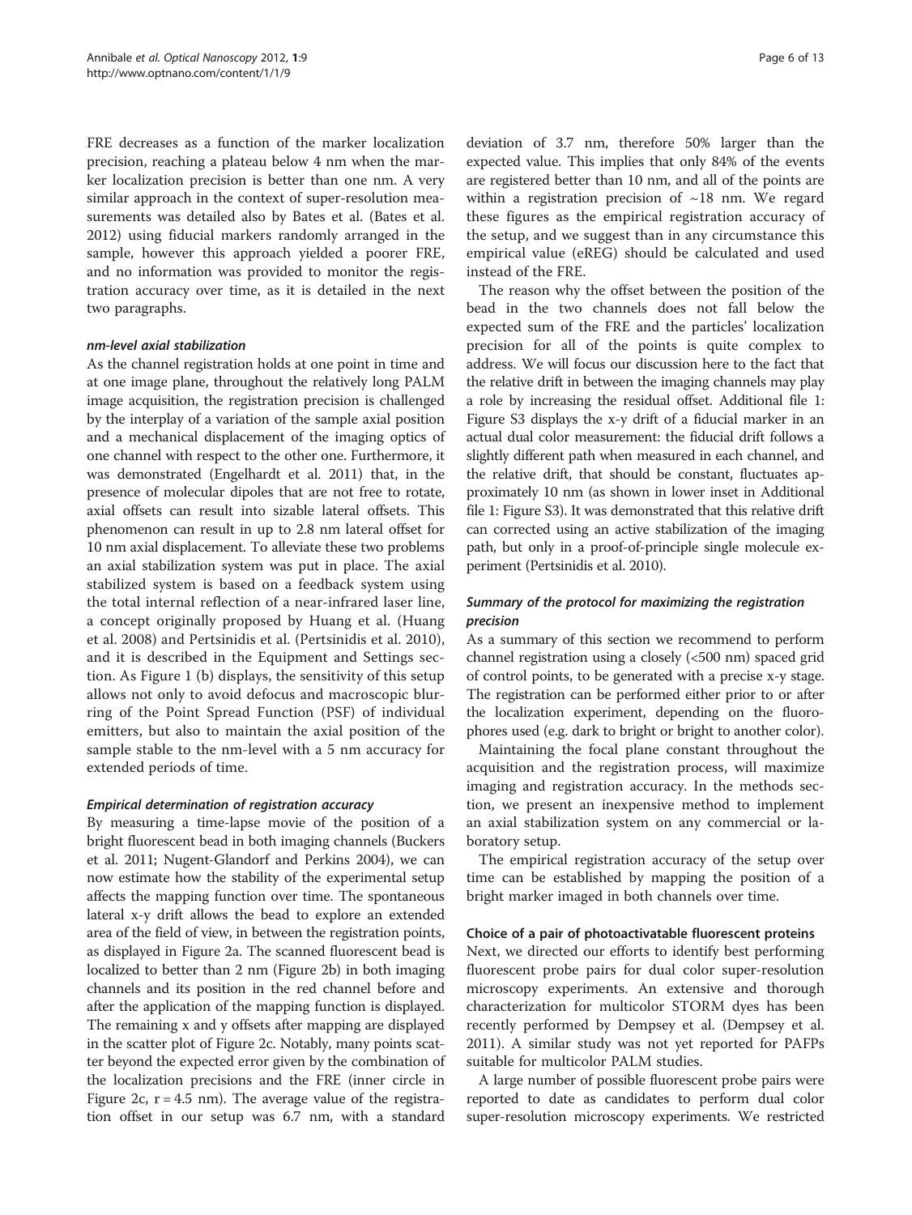FRE decreases as a function of the marker localization precision, reaching a plateau below 4 nm when the marker localization precision is better than one nm. A very similar approach in the context of super-resolution measurements was detailed also by Bates et al. (Bates et al. 2012) using fiducial markers randomly arranged in the sample, however this approach yielded a poorer FRE, and no information was provided to monitor the registration accuracy over time, as it is detailed in the next two paragraphs.

#### *nm-level axial stabilization*

As the channel registration holds at one point in time and at one image plane, throughout the relatively long PALM image acquisition, the registration precision is challenged by the interplay of a variation of the sample axial position and a mechanical displacement of the imaging optics of one channel with respect to the other one. Furthermore, it was demonstrated (Engelhardt et al. 2011) that, in the presence of molecular dipoles that are not free to rotate, axial offsets can result into sizable lateral offsets. This phenomenon can result in up to 2.8 nm lateral offset for 10 nm axial displacement. To alleviate these two problems an axial stabilization system was put in place. The axial stabilized system is based on a feedback system using the total internal reflection of a near-infrared laser line, a concept originally proposed by Huang et al. (Huang et al. 2008) and Pertsinidis et al. (Pertsinidis et al. 2010), and it is described in the Equipment and Settings section. As Figure 1 (b) displays, the sensitivity of this setup allows not only to avoid defocus and macroscopic blurring of the Point Spread Function (PSF) of individual emitters, but also to maintain the axial position of the sample stable to the nm-level with a 5 nm accuracy for extended periods of time.

#### *Empirical determination of registration accuracy*

By measuring a time-lapse movie of the position of a bright fluorescent bead in both imaging channels (Buckers et al. 2011; Nugent-Glandorf and Perkins 2004), we can now estimate how the stability of the experimental setup affects the mapping function over time. The spontaneous lateral x-y drift allows the bead to explore an extended area of the field of view, in between the registration points, as displayed in Figure 2a. The scanned fluorescent bead is localized to better than 2 nm (Figure 2b) in both imaging channels and its position in the red channel before and after the application of the mapping function is displayed. The remaining x and y offsets after mapping are displayed in the scatter plot of Figure 2c. Notably, many points scatter beyond the expected error given by the combination of the localization precisions and the FRE (inner circle in Figure 2c, r = 4.5 nm). The average value of the registration offset in our setup was 6.7 nm, with a standard deviation of 3.7 nm, therefore 50% larger than the expected value. This implies that only 84% of the events are registered better than 10 nm, and all of the points are within a registration precision of ~18 nm. We regard these figures as the empirical registration accuracy of the setup, and we suggest than in any circumstance this empirical value (eREG) should be calculated and used instead of the FRE.

The reason why the offset between the position of the bead in the two channels does not fall below the expected sum of the FRE and the particles' localization precision for all of the points is quite complex to address. We will focus our discussion here to the fact that the relative drift in between the imaging channels may play a role by increasing the residual offset. Additional file 1: Figure S3 displays the x-y drift of a fiducial marker in an actual dual color measurement: the fiducial drift follows a slightly different path when measured in each channel, and the relative drift, that should be constant, fluctuates approximately 10 nm (as shown in lower inset in Additional file 1: Figure S3). It was demonstrated that this relative drift can corrected using an active stabilization of the imaging path, but only in a proof-of-principle single molecule experiment (Pertsinidis et al. 2010).

#### *Summary of the protocol for maximizing the registration precision*

As a summary of this section we recommend to perform channel registration using a closely (<500 nm) spaced grid of control points, to be generated with a precise x-y stage. The registration can be performed either prior to or after the localization experiment, depending on the fluorophores used (e.g. dark to bright or bright to another color).

Maintaining the focal plane constant throughout the acquisition and the registration process, will maximize imaging and registration accuracy. In the methods section, we present an inexpensive method to implement an axial stabilization system on any commercial or laboratory setup.

The empirical registration accuracy of the setup over time can be established by mapping the position of a bright marker imaged in both channels over time.

### Choice of a pair of photoactivatable fluorescent proteins

Next, we directed our efforts to identify best performing fluorescent probe pairs for dual color super-resolution microscopy experiments. An extensive and thorough characterization for multicolor STORM dyes has been recently performed by Dempsey et al. (Dempsey et al. 2011). A similar study was not yet reported for PAFPs suitable for multicolor PALM studies.

A large number of possible fluorescent probe pairs were reported to date as candidates to perform dual color super-resolution microscopy experiments. We restricted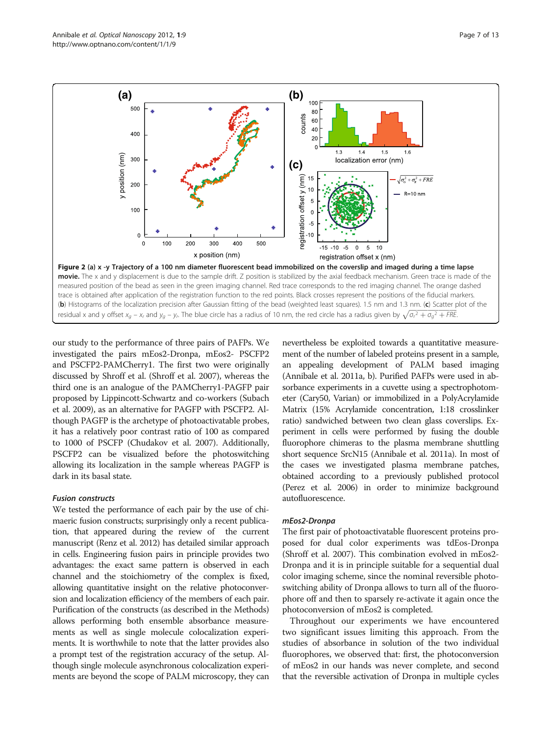**Figure 2** (a) x -y Trajectory of a 100 nm diameter fluorescent bead immobilized on the coverslip and imaged during a time lapse movie. The x and y displacement is due to the sample drift. Z position is stabilized by the axial feedback mechanism. Green trace is made of the measured position of the bead as seen in the green imaging channel. Red trace corresponds to the red imaging channel. The orange dashed trace is obtained after application of the registration function to the red points. Black crosses represent the positions of the fiducial markers. (**b**) Histograms of the localization precision after Gaussian fitting of the bead (weighted least squares). 1.5 nm and 1.3 nm. (**c**) Scatter plot of the residual x and y offset $x_g - x_r$ and $y_g - y_r$. The blue circle has a radius of 10 nm, the red circle has a radius given by $\sqrt{\sigma_r^2 + \sigma_g^2 + FRE}$.

our study to the performance of three pairs of PAFPs. We investigated the pairs mEos2-Dronpa, mEos2- PSCFP2 and PSCFP2-PAMCherry1. The first two were originally discussed by Shroff et al. (Shroff et al. 2007), whereas the third one is an analogue of the PAMCherry1-PAGFP pair proposed by Lippincott-Schwartz and co-workers (Subach et al. 2009), as an alternative for PAGFP with PSCFP2. Although PAGFP is the archetype of photoactivatable probes, it has a relatively poor contrast ratio of 100 as compared to 1000 of PSCFP (Chudakov et al. 2007). Additionally, PSCFP2 can be visualized before the photoswitching allowing its localization in the sample whereas PAGFP is dark in its basal state.

### *Fusion constructs*

We tested the performance of each pair by the use of chimaeric fusion constructs; surprisingly only a recent publication, that appeared during the review of the current manuscript (Renz et al. 2012) has detailed similar approach in cells. Engineering fusion pairs in principle provides two advantages: the exact same pattern is observed in each channel and the stoichiometry of the complex is fixed, allowing quantitative insight on the relative photoconversion and localization efficiency of the members of each pair. Purification of the constructs (as described in the Methods) allows performing both ensemble absorbance measurements as well as single molecule colocalization experiments. It is worthwhile to note that the latter provides also a prompt test of the registration accuracy of the setup. Although single molecule asynchronous colocalization experiments are beyond the scope of PALM microscopy, they can nevertheless be exploited towards a quantitative measurement of the number of labeled proteins present in a sample, an appealing development of PALM based imaging (Annibale et al. 2011a, b). Purified PAFPs were used in absorbance experiments in a cuvette using a spectrophotometer (Cary50, Varian) or immobilized in a PolyAcrylamide Matrix (15% Acrylamide concentration, 1:18 crosslinker ratio) sandwiched between two clean glass coverslips. Experiment in cells were performed by fusing the double fluorophore chimeras to the plasma membrane shuttling short sequence SrcN15 (Annibale et al. 2011a). In most of the cases we investigated plasma membrane patches, obtained according to a previously published protocol (Perez et al. 2006) in order to minimize background autofluorescence.

### *mEos2-Dronpa*

The first pair of photoactivatable fluorescent proteins proposed for dual color experiments was tdEos-Dronpa (Shroff et al. 2007). This combination evolved in mEos2-Dronpa and it is in principle suitable for a sequential dual color imaging scheme, since the nominal reversible photoswitching ability of Dronpa allows to turn all of the fluorophore off and then to sparsely re-activate it again once the photoconversion of mEos2 is completed.

Throughout our experiments we have encountered two significant issues limiting this approach. From the studies of absorbance in solution of the two individual fluorophores, we observed that: first, the photoconversion of mEos2 in our hands was never complete, and second that the reversible activation of Dronpa in multiple cycles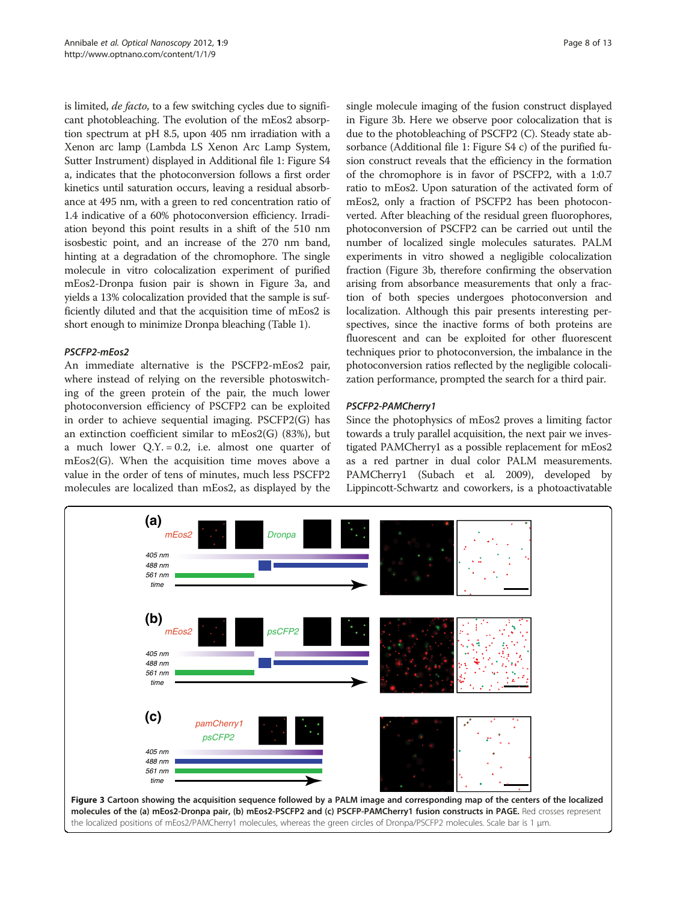is limited, *de facto*, to a few switching cycles due to significant photobleaching. The evolution of the mEos2 absorption spectrum at pH 8.5, upon 405 nm irradiation with a Xenon arc lamp (Lambda LS Xenon Arc Lamp System, Sutter Instrument) displayed in Additional file 1: Figure S4 a, indicates that the photoconversion follows a first order kinetics until saturation occurs, leaving a residual absorbance at 495 nm, with a green to red concentration ratio of 1.4 indicative of a 60% photoconversion efficiency. Irradiation beyond this point results in a shift of the 510 nm isosbestic point, and an increase of the 270 nm band, hinting at a degradation of the chromophore. The single molecule in vitro colocalization experiment of purified mEos2-Dronpa fusion pair is shown in Figure 3a, and yields a 13% colocalization provided that the sample is sufficiently diluted and that the acquisition time of mEos2 is short enough to minimize Dronpa bleaching (Table 1).

### PSCFP2-mEos2

An immediate alternative is the PSCFP2-mEos2 pair, where instead of relying on the reversible photoswitching of the green protein of the pair, the much lower photoconversion efficiency of PSCFP2 can be exploited in order to achieve sequential imaging. PSCFP2(G) has an extinction coefficient similar to mEos2(G) (83%), but a much lower Q.Y. = 0.2, i.e. almost one quarter of mEos2(G). When the acquisition time moves above a value in the order of tens of minutes, much less PSCFP2 molecules are localized than mEos2, as displayed by the single molecule imaging of the fusion construct displayed in Figure 3b. Here we observe poor colocalization that is due to the photobleaching of PSCFP2 (C). Steady state absorbance (Additional file 1: Figure S4 c) of the purified fusion construct reveals that the efficiency in the formation of the chromophore is in favor of PSCFP2, with a 1:0.7 ratio to mEos2. Upon saturation of the activated form of mEos2, only a fraction of PSCFP2 has been photoconverted. After bleaching of the residual green fluorophores, photoconversion of PSCFP2 can be carried out until the number of localized single molecules saturates. PALM experiments in vitro showed a negligible colocalization fraction (Figure 3b, therefore confirming the observation arising from absorbance measurements that only a fraction of both species undergoes photoconversion and localization. Although this pair presents interesting perspectives, since the inactive forms of both proteins are fluorescent and can be exploited for other fluorescent techniques prior to photoconversion, the imbalance in the photoconversion ratios reflected by the negligible colocalization performance, prompted the search for a third pair.

### PSCFP2-PAMCherry1

Since the photophysics of mEos2 proves a limiting factor towards a truly parallel acquisition, the next pair we investigated PAMCherry1 as a possible replacement for mEos2 as a red partner in dual color PALM measurements. PAMCherry1 (Subach et al. 2009), developed by Lippincott-Schwartz and coworkers, is a photoactivatable

**Figure 3 Cartoon showing the acquisition sequence followed by a PALM image and corresponding map of the centers of the localized molecules of the (a) mEos2-Dronpa pair, (b) mEos2-PSCFP2 and (c) PSCFP-PAMCherry1 fusion constructs in PAGE.** Red crosses represent the localized positions of mEos2/PAMCherry1 molecules, whereas the green circles of Dronpa/PSCFP2 molecules. Scale bar is 1 μm.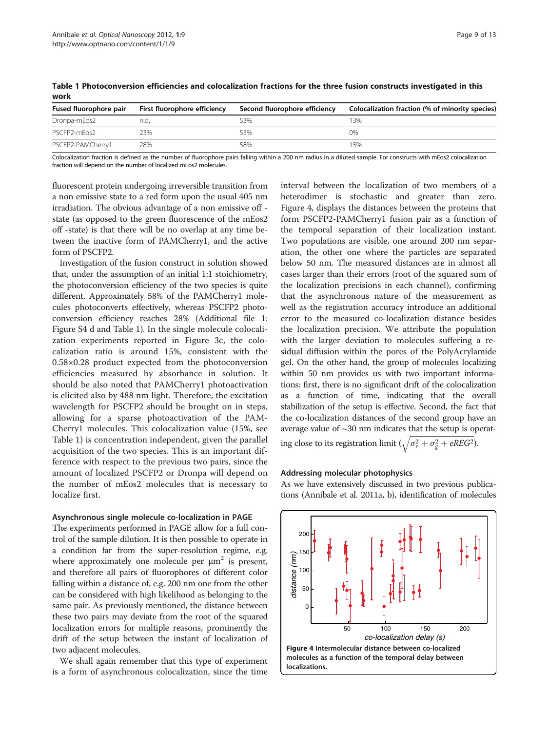**Table 1 Photoconversion efficiencies and colocalization fractions for the three fusion constructs investigated in this work**

| Fused fluorophore pair | First fluorophore efficiency | Second fluorophore efficiency | Colocalization fraction (% of minority species) |
|---|---|---|---|
| Dronpa-mEos2 | n.d. | 53% | 13% |
| PSCFP2-mEos2 | 23% | 53% | 0% |
| PSCFP2-PAMCherry1 | 28% | 58% | 15% |

Colocalization fraction is defined as the number of fluorophore pairs falling within a 200 nm radius in a diluted sample. For constructs with mEos2 colocalization fraction will depend on the number of localized mEos2 molecules.

fluorescent protein undergoing irreversible transition from a non emissive state to a red form upon the usual 405 nm irradiation. The obvious advantage of a non emissive off -state (as opposed to the green fluorescence of the mEos2 off -state) is that there will be no overlap at any time between the inactive form of PAMCherry1, and the active form of PSCFP2.

Investigation of the fusion construct in solution showed that, under the assumption of an initial 1:1 stoichiometry, the photoconversion efficiency of the two species is quite different. Approximately 58% of the PAMCherry1 molecules photoconverts effectively, whereas PSCFP2 photoconversion efficiency reaches 28% (Additional file 1: Figure S4 d and Table 1). In the single molecule colocalization experiments reported in Figure 3c, the colocalization ratio is around 15%, consistent with the 0.58×0.28 product expected from the photoconversion efficiencies measured by absorbance in solution. It should be also noted that PAMCherry1 photoactivation is elicited also by 488 nm light. Therefore, the excitation wavelength for PSCFP2 should be brought on in steps, allowing for a sparse photoactivation of the PAMCherry1 molecules. This colocalization value (15%, see Table 1) is concentration independent, given the parallel acquisition of the two species. This is an important difference with respect to the previous two pairs, since the amount of localized PSCFP2 or Dronpa will depend on the number of mEos2 molecules that is necessary to localize first.

### Asynchronous single molecule co-localization in PAGE

The experiments performed in PAGE allow for a full control of the sample dilution. It is then possible to operate in a condition far from the super-resolution regime, e.g. where approximately one molecule per $\mu m^2$ is present, and therefore all pairs of fluorophores of different color falling within a distance of, e.g. 200 nm one from the other can be considered with high likelihood as belonging to the same pair. As previously mentioned, the distance between these two pairs may deviate from the root of the squared localization errors for multiple reasons, prominently the drift of the setup between the instant of localization of two adjacent molecules.

We shall again remember that this type of experiment is a form of asynchronous colocalization, since the time interval between the localization of two members of a heterodimer is stochastic and greater than zero. Figure 4, displays the distances between the proteins that form PSCFP2-PAMCherry1 fusion pair as a function of the temporal separation of their localization instant. Two populations are visible, one around 200 nm separation, the other one where the particles are separated below 50 nm. The measured distances are in almost all cases larger than their errors (root of the squared sum of the localization precisions in each channel), confirming that the asynchronous nature of the measurement as well as the registration accuracy introduce an additional error to the measured co-localization distance besides the localization precision. We attribute the population with the larger deviation to molecules suffering a residual diffusion within the pores of the PolyAcrylamide gel. On the other hand, the group of molecules localizing within 50 nm provides us with two important informations: first, there is no significant drift of the colocalization as a function of time, indicating that the overall stabilization of the setup is effective. Second, the fact that the co-localization distances of the second group have an average value of ~30 nm indicates that the setup is operating close to its registration limit ($\sqrt{\sigma_r^2 + \sigma_g^2 + eREG^2}$).

### Addressing molecular photophysics

As we have extensively discussed in two previous publications (Annibale et al. 2011a, b), identification of molecules

**Figure 4** Intermolecular distance between co-localized molecules as a function of the temporal delay between localizations.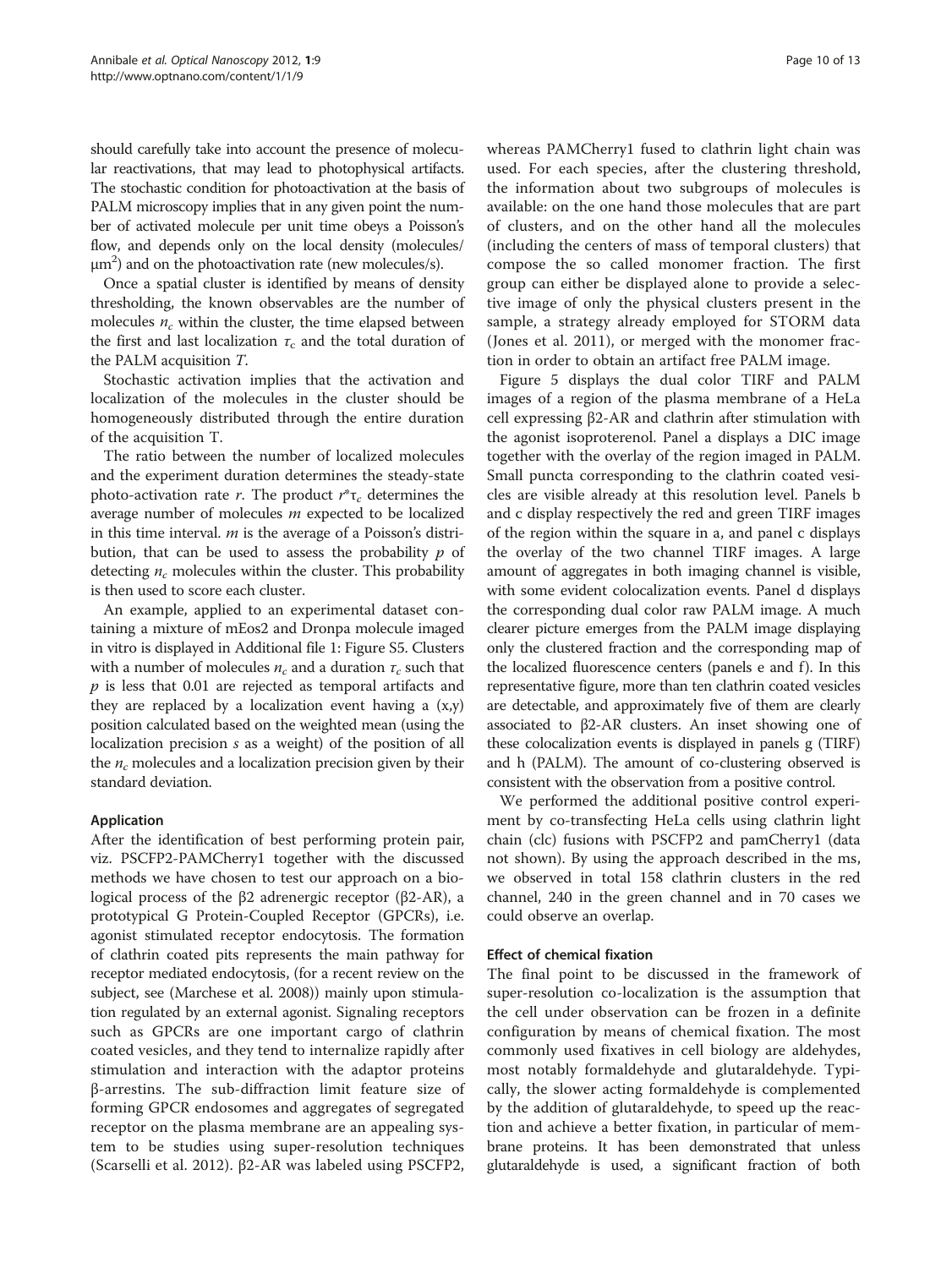should carefully take into account the presence of molecular reactivations, that may lead to photophysical artifacts. The stochastic condition for photoactivation at the basis of PALM microscopy implies that in any given point the number of activated molecule per unit time obeys a Poisson's flow, and depends only on the local density (molecules/$\mu m^2$) and on the photoactivation rate (new molecules/s).

Once a spatial cluster is identified by means of density thresholding, the known observables are the number of molecules $n_c$ within the cluster, the time elapsed between the first and last localization $\tau_c$ and the total duration of the PALM acquisition $T$.

Stochastic activation implies that the activation and localization of the molecules in the cluster should be homogeneously distributed through the entire duration of the acquisition T.

The ratio between the number of localized molecules and the experiment duration determines the steady-state photo-activation rate $r$. The product $r^*\tau_c$ determines the average number of molecules $m$ expected to be localized in this time interval. $m$ is the average of a Poisson's distribution, that can be used to assess the probability $p$ of detecting $n_c$ molecules within the cluster. This probability is then used to score each cluster.

An example, applied to an experimental dataset containing a mixture of mEos2 and Dronpa molecule imaged in vitro is displayed in Additional file 1: Figure S5. Clusters with a number of molecules $n_c$ and a duration $\tau_c$ such that $p$ is less that 0.01 are rejected as temporal artifacts and they are replaced by a localization event having a (x,y) position calculated based on the weighted mean (using the localization precision $s$ as a weight) of the position of all the $n_c$ molecules and a localization precision given by their standard deviation.

### Application

After the identification of best performing protein pair, viz. PSCFP2-PAMCherry1 together with the discussed methods we have chosen to test our approach on a biological process of the β2 adrenergic receptor (β2-AR), a prototypical G Protein-Coupled Receptor (GPCRs), i.e. agonist stimulated receptor endocytosis. The formation of clathrin coated pits represents the main pathway for receptor mediated endocytosis, (for a recent review on the subject, see (Marchese et al. 2008)) mainly upon stimulation regulated by an external agonist. Signaling receptors such as GPCRs are one important cargo of clathrin coated vesicles, and they tend to internalize rapidly after stimulation and interaction with the adaptor proteins β-arrestins. The sub-diffraction limit feature size of forming GPCR endosomes and aggregates of segregated receptor on the plasma membrane are an appealing system to be studies using super-resolution techniques (Scarselli et al. 2012). β2-AR was labeled using PSCFP2, whereas PAMCherry1 fused to clathrin light chain was used. For each species, after the clustering threshold, the information about two subgroups of molecules is available: on the one hand those molecules that are part of clusters, and on the other hand all the molecules (including the centers of mass of temporal clusters) that compose the so called monomer fraction. The first group can either be displayed alone to provide a selective image of only the physical clusters present in the sample, a strategy already employed for STORM data (Jones et al. 2011), or merged with the monomer fraction in order to obtain an artifact free PALM image.

Figure 5 displays the dual color TIRF and PALM images of a region of the plasma membrane of a HeLa cell expressing β2-AR and clathrin after stimulation with the agonist isoproterenol. Panel a displays a DIC image together with the overlay of the region imaged in PALM. Small puncta corresponding to the clathrin coated vesicles are visible already at this resolution level. Panels b and c display respectively the red and green TIRF images of the region within the square in a, and panel c displays the overlay of the two channel TIRF images. A large amount of aggregates in both imaging channel is visible, with some evident colocalization events. Panel d displays the corresponding dual color raw PALM image. A much clearer picture emerges from the PALM image displaying only the clustered fraction and the corresponding map of the localized fluorescence centers (panels e and f). In this representative figure, more than ten clathrin coated vesicles are detectable, and approximately five of them are clearly associated to β2-AR clusters. An inset showing one of these colocalization events is displayed in panels g (TIRF) and h (PALM). The amount of co-clustering observed is consistent with the observation from a positive control.

We performed the additional positive control experiment by co-transfecting HeLa cells using clathrin light chain (clc) fusions with PSCFP2 and pamCherry1 (data not shown). By using the approach described in the ms, we observed in total 158 clathrin clusters in the red channel, 240 in the green channel and in 70 cases we could observe an overlap.

### Effect of chemical fixation

The final point to be discussed in the framework of super-resolution co-localization is the assumption that the cell under observation can be frozen in a definite configuration by means of chemical fixation. The most commonly used fixatives in cell biology are aldehydes, most notably formaldehyde and glutaraldehyde. Typically, the slower acting formaldehyde is complemented by the addition of glutaraldehyde, to speed up the reaction and achieve a better fixation, in particular of membrane proteins. It has been demonstrated that unless glutaraldehyde is used, a significant fraction of both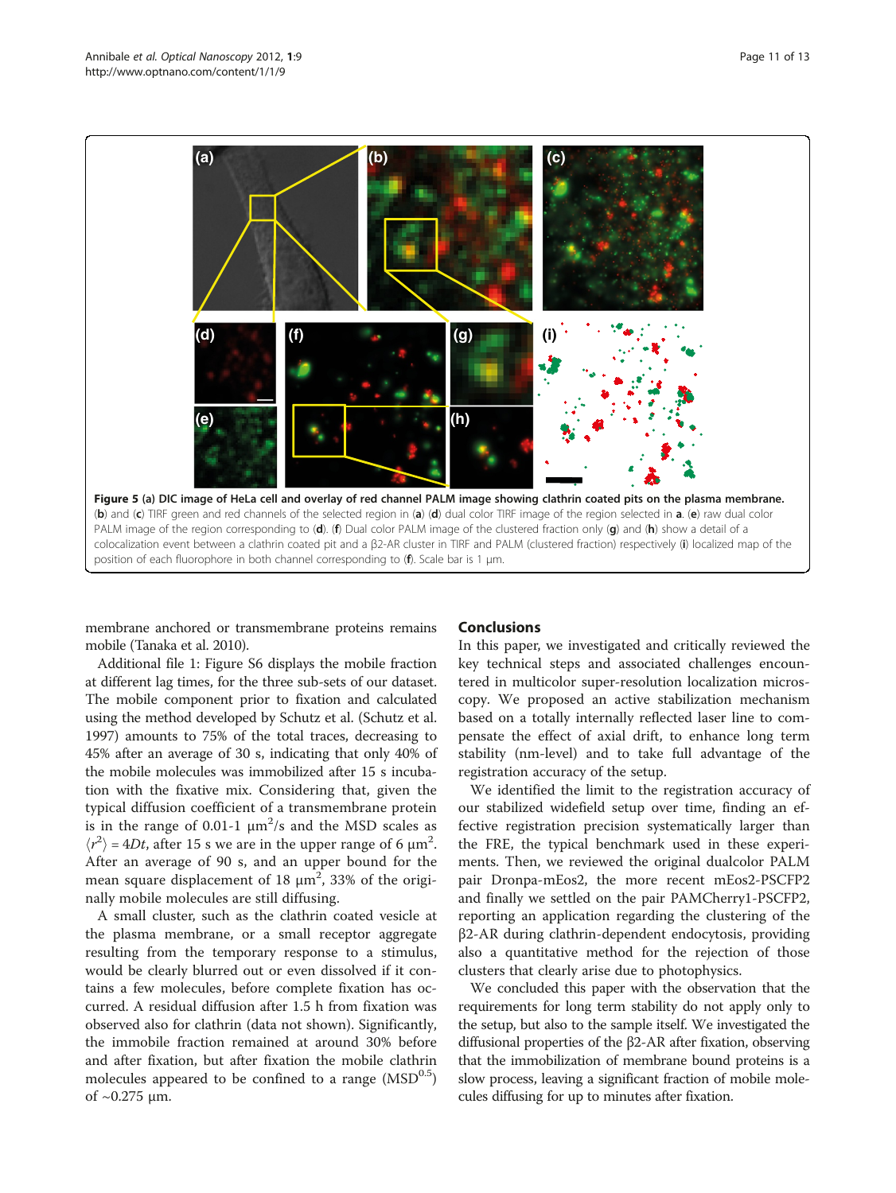**Figure 5** (a) DIC image of HeLa cell and overlay of red channel PALM image showing clathrin coated pits on the plasma membrane. (b) and (c) TIRF green and red channels of the selected region in (a) (d) dual color TIRF image of the region selected in a. (e) raw dual color PALM image of the region corresponding to (d). (f) Dual color PALM image of the clustered fraction only (g) and (h) show a detail of a colocalization event between a clathrin coated pit and a β2-AR cluster in TIRF and PALM (clustered fraction) respectively (i) localized map of the position of each fluorophore in both channel corresponding to (f). Scale bar is 1 μm.

membrane anchored or transmembrane proteins remains mobile (Tanaka et al. 2010).

Additional file 1: Figure S6 displays the mobile fraction at different lag times, for the three sub-sets of our dataset. The mobile component prior to fixation and calculated using the method developed by Schutz et al. (Schutz et al. 1997) amounts to 75% of the total traces, decreasing to 45% after an average of 30 s, indicating that only 40% of the mobile molecules was immobilized after 15 s incubation with the fixative mix. Considering that, given the typical diffusion coefficient of a transmembrane protein is in the range of 0.01-1 $\mu m^2/s$ and the MSD scales as $\langle r^2 \rangle = 4Dt$, after 15 s we are in the upper range of 6 $\mu m^2$. After an average of 90 s, and an upper bound for the mean square displacement of 18 $\mu m^2$, 33% of the originally mobile molecules are still diffusing.

A small cluster, such as the clathrin coated vesicle at the plasma membrane, or a small receptor aggregate resulting from the temporary response to a stimulus, would be clearly blurred out or even dissolved if it contains a few molecules, before complete fixation has occurred. A residual diffusion after 1.5 h from fixation was observed also for clathrin (data not shown). Significantly, the immobile fraction remained at around 30% before and after fixation, but after fixation the mobile clathrin molecules appeared to be confined to a range ($MSD^{0.5}$) of ~0.275 μm.

## Conclusions

In this paper, we investigated and critically reviewed the key technical steps and associated challenges encountered in multicolor super-resolution localization microscopy. We proposed an active stabilization mechanism based on a totally internally reflected laser line to compensate the effect of axial drift, to enhance long term stability (nm-level) and to take full advantage of the registration accuracy of the setup.

We identified the limit to the registration accuracy of our stabilized widefield setup over time, finding an effective registration precision systematically larger than the FRE, the typical benchmark used in these experiments. Then, we reviewed the original dualcolor PALM pair Dronpa-mEos2, the more recent mEos2-PSCFP2 and finally we settled on the pair PAMCherry1-PSCFP2, reporting an application regarding the clustering of the β2-AR during clathrin-dependent endocytosis, providing also a quantitative method for the rejection of those clusters that clearly arise due to photophysics.

We concluded this paper with the observation that the requirements for long term stability do not apply only to the setup, but also to the sample itself. We investigated the diffusional properties of the β2-AR after fixation, observing that the immobilization of membrane bound proteins is a slow process, leaving a significant fraction of mobile molecules diffusing for up to minutes after fixation.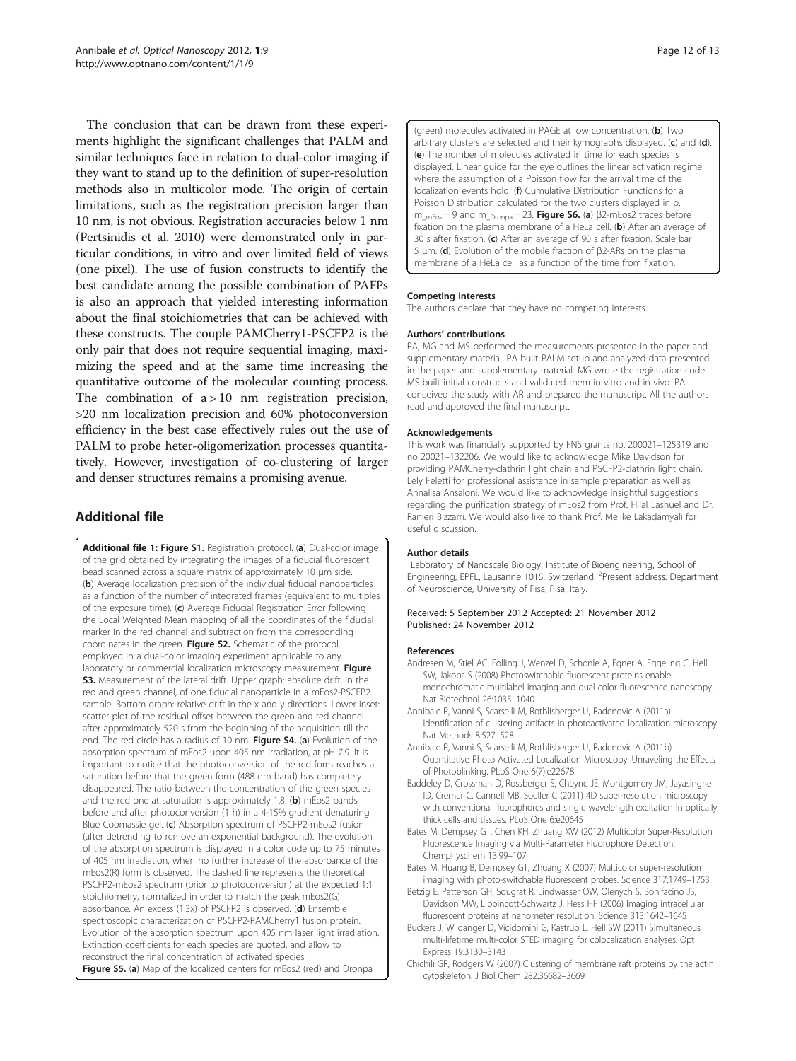The conclusion that can be drawn from these experiments highlight the significant challenges that PALM and similar techniques face in relation to dual-color imaging if they want to stand up to the definition of super-resolution methods also in multicolor mode. The origin of certain limitations, such as the registration precision larger than 10 nm, is not obvious. Registration accuracies below 1 nm (Pertsinidis et al. 2010) were demonstrated only in particular conditions, in vitro and over limited field of views (one pixel). The use of fusion constructs to identify the best candidate among the possible combination of PAFPs is also an approach that yielded interesting information about the final stoichiometries that can be achieved with these constructs. The couple PAMCherry1-PSCFP2 is the only pair that does not require sequential imaging, maximizing the speed and at the same time increasing the quantitative outcome of the molecular counting process. The combination of a > 10 nm registration precision, >20 nm localization precision and 60% photoconversion efficiency in the best case effectively rules out the use of PALM to probe heter-oligomerization processes quantitatively. However, investigation of co-clustering of larger and denser structures remains a promising avenue.

## Additional file

**Additional file 1: Figure S1.** Registration protocol. (**a**) Dual-color image of the grid obtained by integrating the images of a fiducial fluorescent bead scanned across a square matrix of approximately 10 μm side. (**b**) Average localization precision of the individual fiducial nanoparticles as a function of the number of integrated frames (equivalent to multiples of the exposure time). (**c**) Average Fiducial Registration Error following the Local Weighted Mean mapping of all the coordinates of the fiducial marker in the red channel and subtraction from the corresponding coordinates in the green. **Figure S2.** Schematic of the protocol employed in a dual-color imaging experiment applicable to any laboratory or commercial localization microscopy measurement. **Figure S3.** Measurement of the lateral drift. Upper graph: absolute drift, in the red and green channel, of one fiducial nanoparticle in a mEos2-PSCFP2 sample. Bottom graph: relative drift in the x and y directions. Lower inset: scatter plot of the residual offset between the green and red channel after approximately 520 s from the beginning of the acquisition till the end. The red circle has a radius of 10 nm. **Figure S4.** (**a**) Evolution of the absorption spectrum of mEos2 upon 405 nm irradiation, at pH 7.9. It is important to notice that the photoconversion of the red form reaches a saturation before that the green form (488 nm band) has completely disappeared. The ratio between the concentration of the green species and the red one at saturation is approximately 1.8. (**b**) mEos2 bands before and after photoconversion (1 h) in a 4-15% gradient denaturing Blue Coomassie gel. (**c**) Absorption spectrum of PSCFP2-mEos2 fusion (after detrending to remove an exponential background). The evolution of the absorption spectrum is displayed in a color code up to 75 minutes of 405 nm irradiation, when no further increase of the absorbance of the mEos2(R) form is observed. The dashed line represents the theoretical PSCFP2-mEos2 spectrum (prior to photoconversion) at the expected 1:1 stoichiometry, normalized in order to match the peak mEos2(G) absorbance. An excess (1.3x) of PSCFP2 is observed. (**d**) Ensemble spectroscopic characterization of PSCFP2-PAMCherry1 fusion protein. Evolution of the absorption spectrum upon 405 nm laser light irradiation. Extinction coefficients for each species are quoted, and allow to reconstruct the final concentration of activated species. **Figure S5.** (**a**) Map of the localized centers for mEos2 (red) and Dronpa (green) molecules activated in PAGE at low concentration. (**b**) Two arbitrary clusters are selected and their kymographs displayed. (**c**) and (**d**). (**e**) The number of molecules activated in time for each species is displayed. Linear guide for the eye outlines the linear activation regime where the assumption of a Poisson flow for the arrival time of the localization events hold. (**f**) Cumulative Distribution Functions for a Poisson Distribution calculated for the two clusters displayed in b. $m_{\_mEos} = 9$ and $m_{\_Dronpa} = 23$. **Figure S6.** (**a**) β2-mEos2 traces before fixation on the plasma membrane of a HeLa cell. (**b**) After an average of 30 s after fixation. (**c**) After an average of 90 s after fixation. Scale bar 5 μm. (**d**) Evolution of the mobile fraction of β2-ARs on the plasma membrane of a HeLa cell as a function of the time from fixation.

#### Competing interests

The authors declare that they have no competing interests.

#### Authors' contributions

PA, MG and MS performed the measurements presented in the paper and supplementary material. PA built PALM setup and analyzed data presented in the paper and supplementary material. MG wrote the registration code. MS built initial constructs and validated them in vitro and in vivo. PA conceived the study with AR and prepared the manuscript. All the authors read and approved the final manuscript.

#### Acknowledgements

This work was financially supported by FNS grants no. 200021–125319 and no 20021–132206. We would like to acknowledge Mike Davidson for providing PAMCherry-clathrin light chain and PSCFP2-clathrin light chain, Lely Feletti for professional assistance in sample preparation as well as Annalisa Ansaloni. We would like to acknowledge insightful suggestions regarding the purification strategy of mEos2 from Prof. Hilal Lashuel and Dr. Ranieri Bizzarri. We would also like to thank Prof. Melike Lakadamyali for useful discussion.

#### Author details

[1]Laboratory of Nanoscale Biology, Institute of Bioengineering, School of Engineering, EPFL, Lausanne 1015, Switzerland. [2]Present address: Department of Neuroscience, University of Pisa, Pisa, Italy.

Received: 5 September 2012 Accepted: 21 November 2012
Published: 24 November 2012

#### References

Andresen M, Stiel AC, Folling J, Wenzel D, Schonle A, Egner A, Eggeling C, Hell SW, Jakobs S (2008) Photoswitchable fluorescent proteins enable monochromatic multilabel imaging and dual color fluorescence nanoscopy. Nat Biotechnol 26:1035–1040

Annibale P, Vanni S, Scarselli M, Rothlisberger U, Radenovic A (2011a) Identification of clustering artifacts in photoactivated localization microscopy. Nat Methods 8:527–528

Annibale P, Vanni S, Scarselli M, Rothlisberger U, Radenovic A (2011b) Quantitative Photo Activated Localization Microscopy: Unraveling the Effects of Photoblinking. PLoS One 6(7):e22678

Baddeley D, Crossman D, Rossberger S, Cheyne JE, Montgomery JM, Jayasinghe ID, Cremer C, Cannell MB, Soeller C (2011) 4D super-resolution microscopy with conventional fluorophores and single wavelength excitation in optically thick cells and tissues. PLoS One 6:e20645

Bates M, Dempsey GT, Chen KH, Zhuang XW (2012) Multicolor Super-Resolution Fluorescence Imaging via Multi-Parameter Fluorophore Detection. Chemphyschem 13:99–107

Bates M, Huang B, Dempsey GT, Zhuang X (2007) Multicolor super-resolution imaging with photo-switchable fluorescent probes. Science 317:1749–1753

Betzig E, Patterson GH, Sougrat R, Lindwasser OW, Olenych S, Bonifacino JS, Davidson MW, Lippincott-Schwartz J, Hess HF (2006) Imaging intracellular fluorescent proteins at nanometer resolution. Science 313:1642–1645

Buckers J, Wildanger D, Vicidomini G, Kastrup L, Hell SW (2011) Simultaneous multi-lifetime multi-color STED imaging for colocalization analyses. Opt Express 19:3130–3143

Chichili GR, Rodgers W (2007) Clustering of membrane raft proteins by the actin cytoskeleton. J Biol Chem 282:36682–36691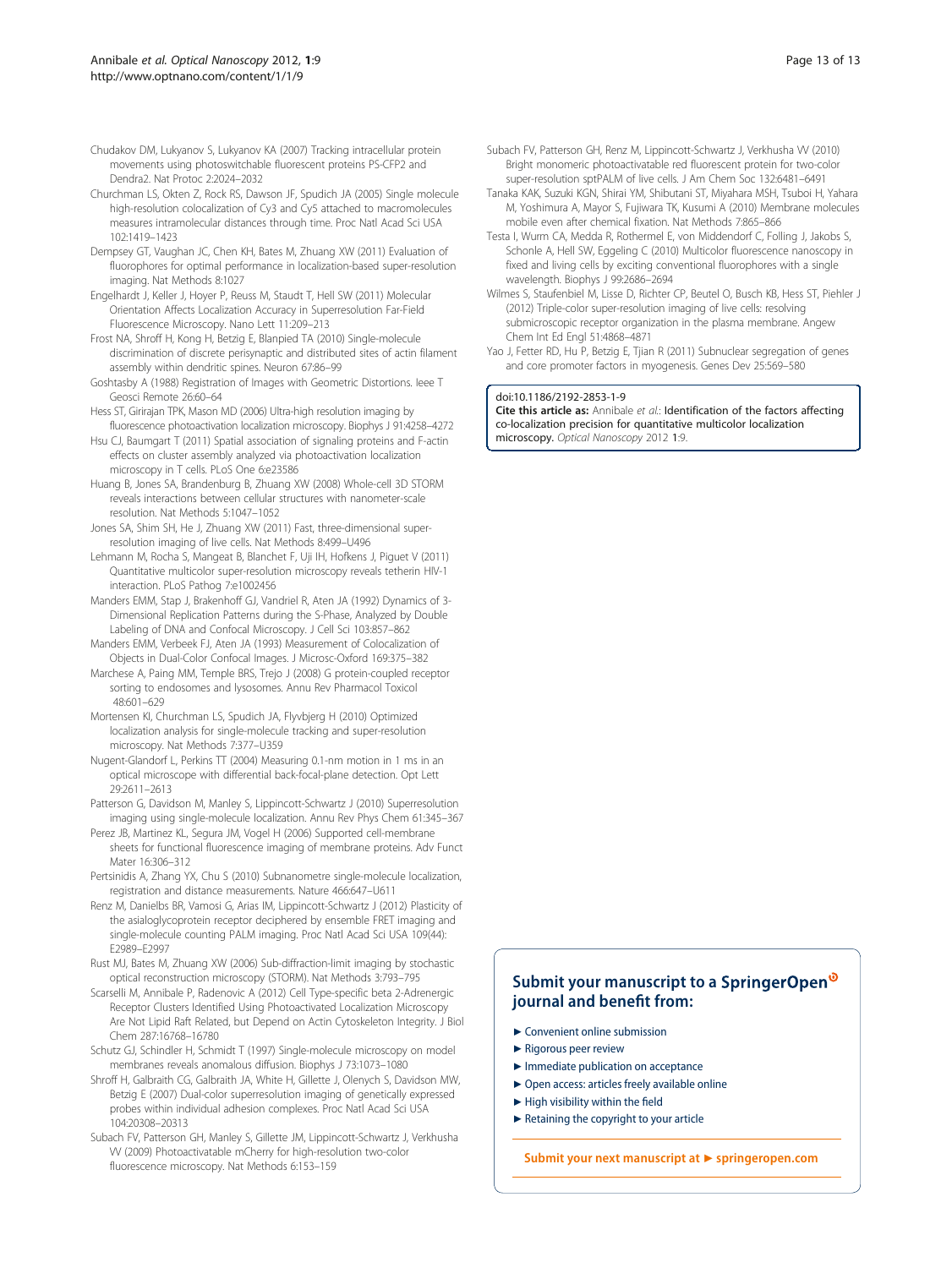Chudakov DM, Lukyanov S, Lukyanov KA (2007) Tracking intracellular protein movements using photoswitchable fluorescent proteins PS-CFP2 and Dendra2. Nat Protoc 2:2024–2032

Churchman LS, Okten Z, Rock RS, Dawson JF, Spudich JA (2005) Single molecule high-resolution colocalization of Cy3 and Cy5 attached to macromolecules measures intramolecular distances through time. Proc Natl Acad Sci USA 102:1419–1423

Dempsey GT, Vaughan JC, Chen KH, Bates M, Zhuang XW (2011) Evaluation of fluorophores for optimal performance in localization-based super-resolution imaging. Nat Methods 8:1027

Engelhardt J, Keller J, Hoyer P, Reuss M, Staudt T, Hell SW (2011) Molecular Orientation Affects Localization Accuracy in Superresolution Far-Field Fluorescence Microscopy. Nano Lett 11:209–213

Frost NA, Shroff H, Kong H, Betzig E, Blanpied TA (2010) Single-molecule discrimination of discrete perisynaptic and distributed sites of actin filament assembly within dendritic spines. Neuron 67:86–99

Goshtasby A (1988) Registration of Images with Geometric Distortions. Ieee T Geosci Remote 26:60–64

Hess ST, Girirajan TPK, Mason MD (2006) Ultra-high resolution imaging by fluorescence photoactivation localization microscopy. Biophys J 91:4258–4272

Hsu CJ, Baumgart T (2011) Spatial association of signaling proteins and F-actin effects on cluster assembly analyzed via photoactivation localization microscopy in T cells. PLoS One 6:e23586

Huang B, Jones SA, Brandenburg B, Zhuang XW (2008) Whole-cell 3D STORM reveals interactions between cellular structures with nanometer-scale resolution. Nat Methods 5:1047–1052

Jones SA, Shim SH, He J, Zhuang XW (2011) Fast, three-dimensional super-resolution imaging of live cells. Nat Methods 8:499–U496

Lehmann M, Rocha S, Mangeat B, Blanchet F, Uji IH, Hofkens J, Piguet V (2011) Quantitative multicolor super-resolution microscopy reveals tetherin HIV-1 interaction. PLoS Pathog 7:e1002456

Manders EMM, Stap J, Brakenhoff GJ, Vandriel R, Aten JA (1992) Dynamics of 3-Dimensional Replication Patterns during the S-Phase, Analyzed by Double Labeling of DNA and Confocal Microscopy. J Cell Sci 103:857–862

Manders EMM, Verbeek FJ, Aten JA (1993) Measurement of Colocalization of Objects in Dual-Color Confocal Images. J Microsc-Oxford 169:375–382

Marchese A, Paing MM, Temple BRS, Trejo J (2008) G protein-coupled receptor sorting to endosomes and lysosomes. Annu Rev Pharmacol Toxicol 48:601–629

Mortensen KI, Churchman LS, Spudich JA, Flyvbjerg H (2010) Optimized localization analysis for single-molecule tracking and super-resolution microscopy. Nat Methods 7:377–U359

Nugent-Glandorf L, Perkins TT (2004) Measuring 0.1-nm motion in 1 ms in an optical microscope with differential back-focal-plane detection. Opt Lett 29:2611–2613

Patterson G, Davidson M, Manley S, Lippincott-Schwartz J (2010) Superresolution imaging using single-molecule localization. Annu Rev Phys Chem 61:345–367

Perez JB, Martinez KL, Segura JM, Vogel H (2006) Supported cell-membrane sheets for functional fluorescence imaging of membrane proteins. Adv Funct Mater 16:306–312

Pertsinidis A, Zhang YX, Chu S (2010) Subnanometre single-molecule localization, registration and distance measurements. Nature 466:647–U611

Renz M, Danielbs BR, Vamosi G, Arias IM, Lippincott-Schwartz J (2012) Plasticity of the asialoglycoprotein receptor deciphered by ensemble FRET imaging and single-molecule counting PALM imaging. Proc Natl Acad Sci USA 109(44): E2989–E2997

Rust MJ, Bates M, Zhuang XW (2006) Sub-diffraction-limit imaging by stochastic optical reconstruction microscopy (STORM). Nat Methods 3:793–795

Scarselli M, Annibale P, Radenovic A (2012) Cell Type-specific beta 2-Adrenergic Receptor Clusters Identified Using Photoactivated Localization Microscopy Are Not Lipid Raft Related, but Depend on Actin Cytoskeleton Integrity. J Biol Chem 287:16768–16780

Schutz GJ, Schindler H, Schmidt T (1997) Single-molecule microscopy on model membranes reveals anomalous diffusion. Biophys J 73:1073–1080

Shroff H, Galbraith CG, Galbraith JA, White H, Gillette J, Olenych S, Davidson MW, Betzig E (2007) Dual-color superresolution imaging of genetically expressed probes within individual adhesion complexes. Proc Natl Acad Sci USA 104:20308–20313

Subach FV, Patterson GH, Manley S, Gillette JM, Lippincott-Schwartz J, Verkhusha VV (2009) Photoactivatable mCherry for high-resolution two-color fluorescence microscopy. Nat Methods 6:153–159

Subach FV, Patterson GH, Renz M, Lippincott-Schwartz J, Verkhusha VV (2010) Bright monomeric photoactivatable red fluorescent protein for two-color super-resolution sptPALM of live cells. J Am Chem Soc 132:6481–6491

Tanaka KAK, Suzuki KGN, Shirai YM, Shibutani ST, Miyahara MSH, Tsuboi H, Yahara M, Yoshimura A, Mayor S, Fujiwara TK, Kusumi A (2010) Membrane molecules mobile even after chemical fixation. Nat Methods 7:865–866

Testa I, Wurm CA, Medda R, Rothermel E, von Middendorf C, Folling J, Jakobs S, Schonle A, Hell SW, Eggeling C (2010) Multicolor fluorescence nanoscopy in fixed and living cells by exciting conventional fluorophores with a single wavelength. Biophys J 99:2686–2694

Wilmes S, Staufenbiel M, Lisse D, Richter CP, Beutel O, Busch KB, Hess ST, Piehler J (2012) Triple-color super-resolution imaging of live cells: resolving submicroscopic receptor organization in the plasma membrane. Angew Chem Int Ed Engl 51:4868–4871

Yao J, Fetter RD, Hu P, Betzig E, Tjian R (2011) Subnuclear segregation of genes and core promoter factors in myogenesis. Genes Dev 25:569–580

doi:10.1186/2192-2853-1-9

**Cite this article as:** Annibale *et al.*: Identification of the factors affecting co-localization precision for quantitative multicolor localization microscopy. *Optical Nanoscopy* 2012 **1**:9.

**Submit your manuscript to a SpringerOpen journal and benefit from:**

- ► Convenient online submission
- ► Rigorous peer review
- ► Immediate publication on acceptance
- ► Open access: articles freely available online
- ► High visibility within the field
- ► Retaining the copyright to your article

**Submit your next manuscript at ► springeropen.com**